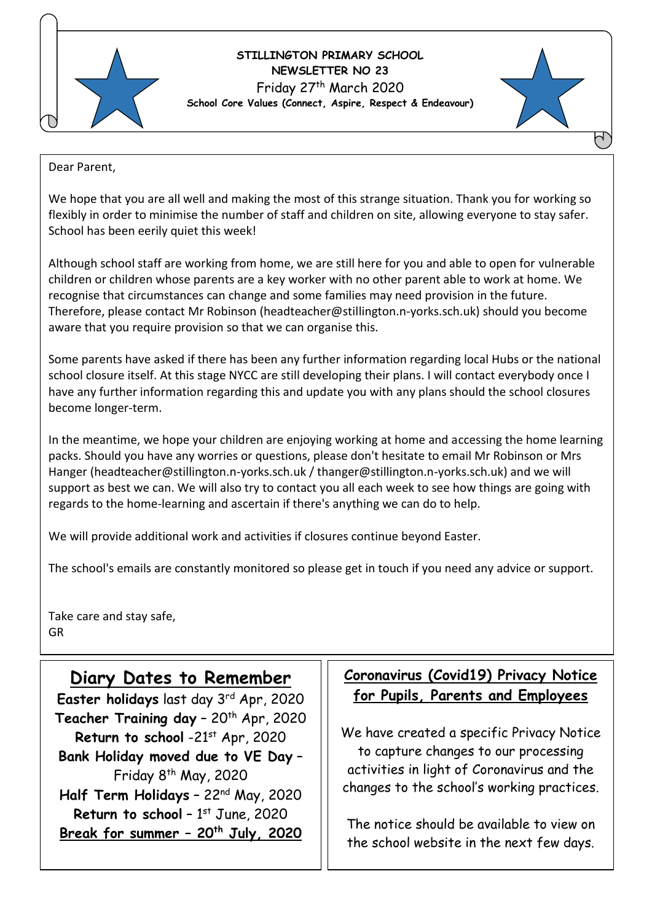# STILLINGTON PRIMARY SCHOOL

## NEWSLETTER NO 23

Friday 27th March 2020

**School Core Values (Connect, Aspire, Respect & Endeavour)**

Dear Parent,

We hope that you are all well and making the most of this strange situation. Thank you for working so flexibly in order to minimise the number of staff and children on site, allowing everyone to stay safer. School has been eerily quiet this week!

Although school staff are working from home, we are still here for you and able to open for vulnerable children or children whose parents are a key worker with no other parent able to work at home. We recognise that circumstances can change and some families may need provision in the future. Therefore, please contact Mr Robinson (headteacher@stillington.n-yorks.sch.uk) should you become aware that you require provision so that we can organise this.

Some parents have asked if there has been any further information regarding local Hubs or the national school closure itself. At this stage NYCC are still developing their plans. I will contact everybody once I have any further information regarding this and update you with any plans should the school closures become longer-term.

In the meantime, we hope your children are enjoying working at home and accessing the home learning packs. Should you have any worries or questions, please don't hesitate to email Mr Robinson or Mrs Hanger (headteacher@stillington.n-yorks.sch.uk / thanger@stillington.n-yorks.sch.uk) and we will support as best we can. We will also try to contact you all each week to see how things are going with regards to the home-learning and ascertain if there's anything we can do to help.

We will provide additional work and activities if closures continue beyond Easter.

The school's emails are constantly monitored so please get in touch if you need any advice or support.

Take care and stay safe,
GR

## Diary Dates to Remember

**Easter holidays** last day 3rd Apr, 2020
**Teacher Training day** – 20th Apr, 2020
**Return to school** -21st Apr, 2020
**Bank Holiday moved due to VE Day** – Friday 8th May, 2020
**Half Term Holidays** – 22nd May, 2020
**Return to school** – 1st June, 2020
**Break for summer – 20th July, 2020**

## Coronavirus (Covid19) Privacy Notice for Pupils, Parents and Employees

We have created a specific Privacy Notice to capture changes to our processing activities in light of Coronavirus and the changes to the school's working practices.

The notice should be available to view on the school website in the next few days.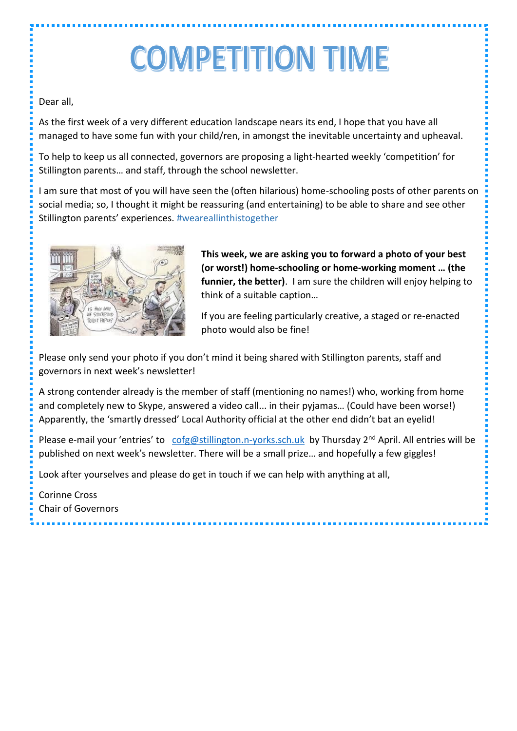# COMPETITION TIME

Dear all,

As the first week of a very different education landscape nears its end, I hope that you have all managed to have some fun with your child/ren, in amongst the inevitable uncertainty and upheaval.

To help to keep us all connected, governors are proposing a light-hearted weekly 'competition' for Stillington parents… and staff, through the school newsletter.

I am sure that most of you will have seen the (often hilarious) home-schooling posts of other parents on social media; so, I thought it might be reassuring (and entertaining) to be able to share and see other Stillington parents' experiences. #weareallinthistogether

**This week, we are asking you to forward a photo of your best (or worst!) home-schooling or home-working moment … (the funnier, the better)**. I am sure the children will enjoy helping to think of a suitable caption…

If you are feeling particularly creative, a staged or re-enacted photo would also be fine!

Please only send your photo if you don't mind it being shared with Stillington parents, staff and governors in next week's newsletter!

A strong contender already is the member of staff (mentioning no names!) who, working from home and completely new to Skype, answered a video call... in their pyjamas… (Could have been worse!) Apparently, the 'smartly dressed' Local Authority official at the other end didn't bat an eyelid!

Please e-mail your 'entries' to cofg@stillington.n-yorks.sch.uk by Thursday 2nd April. All entries will be published on next week's newsletter. There will be a small prize… and hopefully a few giggles!

Look after yourselves and please do get in touch if we can help with anything at all,

Corinne Cross
Chair of Governors